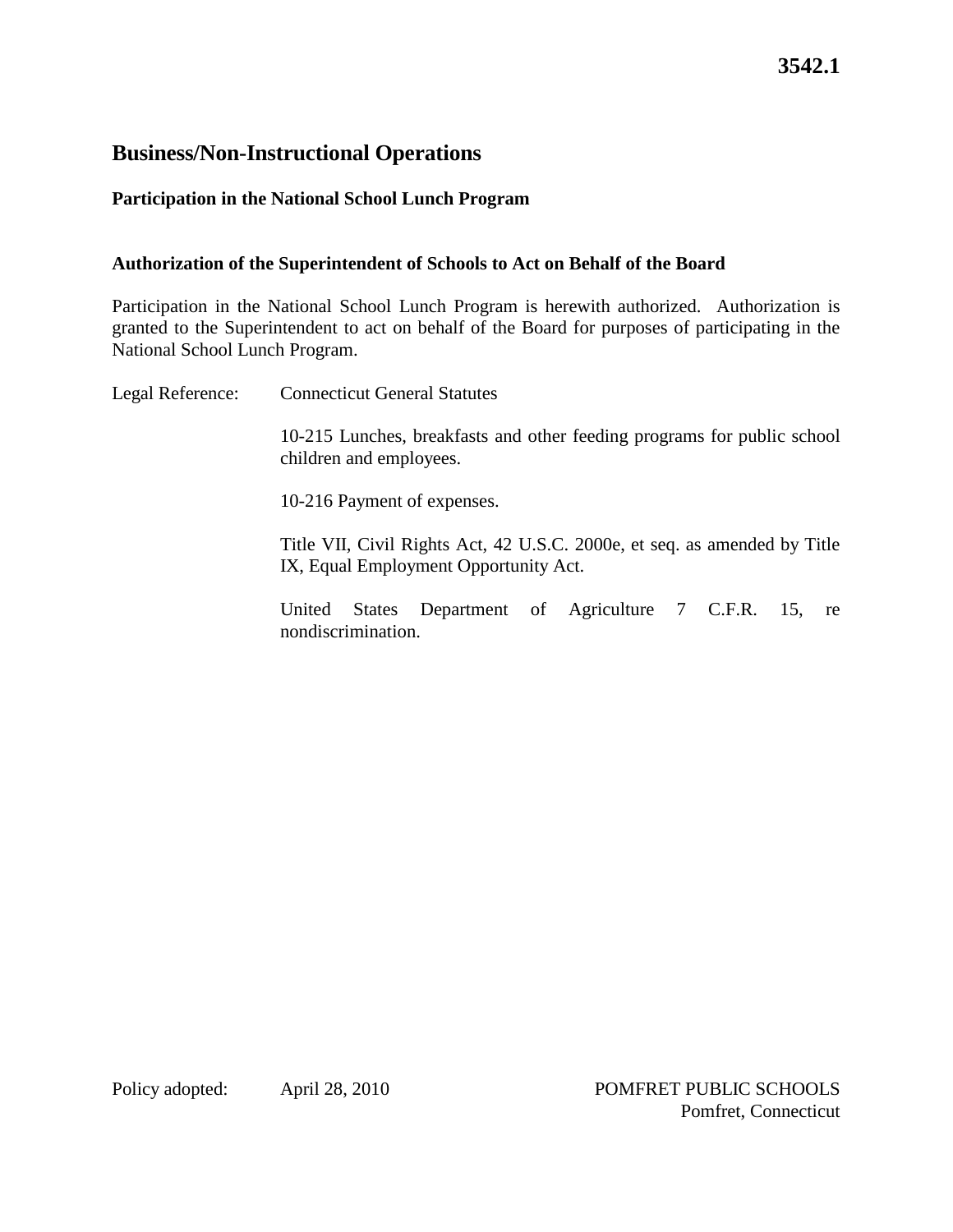**3542.1**

# Business/Non-Instructional Operations

## Participation in the National School Lunch Program

### Authorization of the Superintendent of Schools to Act on Behalf of the Board

Participation in the National School Lunch Program is herewith authorized. Authorization is granted to the Superintendent to act on behalf of the Board for purposes of participating in the National School Lunch Program.

Legal Reference: Connecticut General Statutes

10-215 Lunches, breakfasts and other feeding programs for public school children and employees.

10-216 Payment of expenses.

Title VII, Civil Rights Act, 42 U.S.C. 2000e, et seq. as amended by Title IX, Equal Employment Opportunity Act.

United States Department of Agriculture 7 C.F.R. 15, re nondiscrimination.

Policy adopted: April 28, 2010

POMFRET PUBLIC SCHOOLS
Pomfret, Connecticut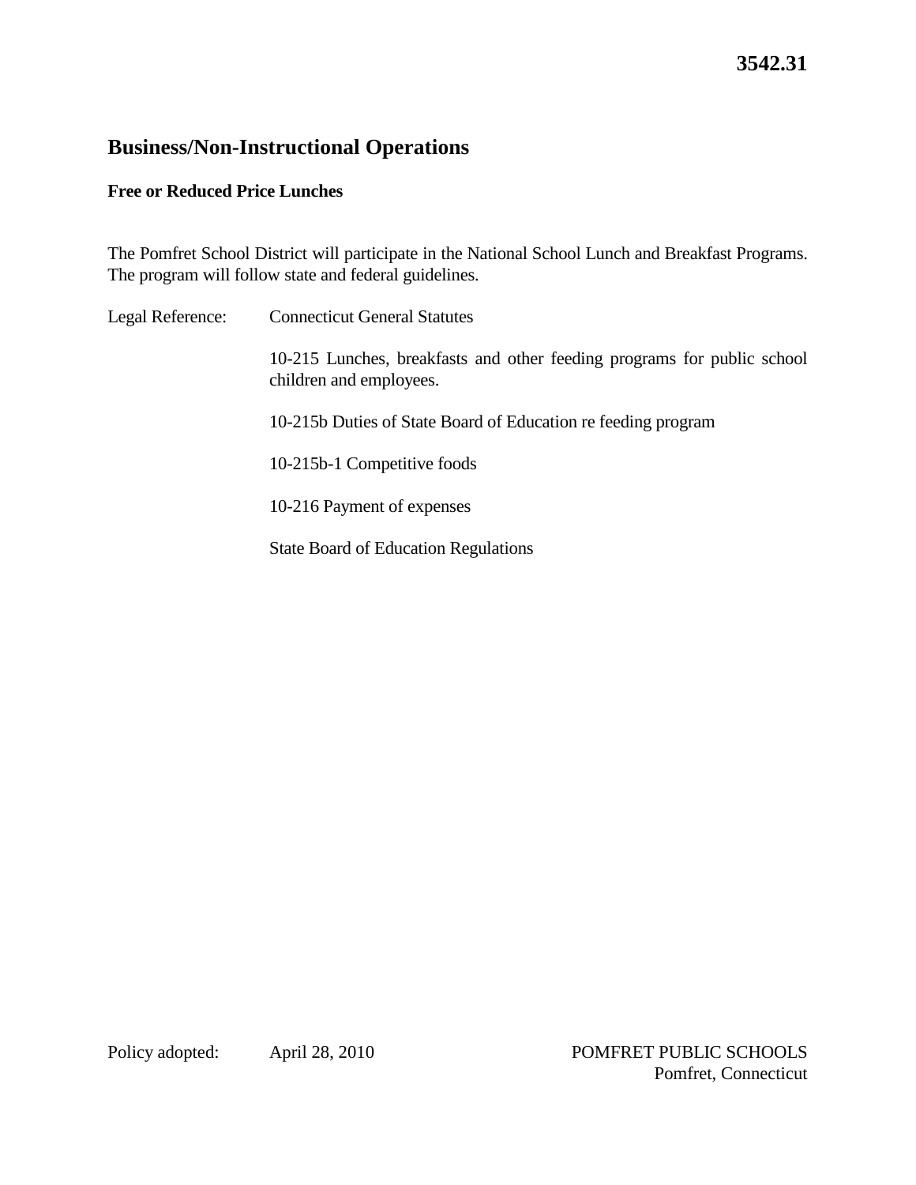**3542.31**

# Business/Non-Instructional Operations

## Free or Reduced Price Lunches

The Pomfret School District will participate in the National School Lunch and Breakfast Programs. The program will follow state and federal guidelines.

Legal Reference: Connecticut General Statutes

10-215 Lunches, breakfasts and other feeding programs for public school children and employees.

10-215b Duties of State Board of Education re feeding program

10-215b-1 Competitive foods

10-216 Payment of expenses

State Board of Education Regulations

Policy adopted: April 28, 2010

POMFRET PUBLIC SCHOOLS
Pomfret, Connecticut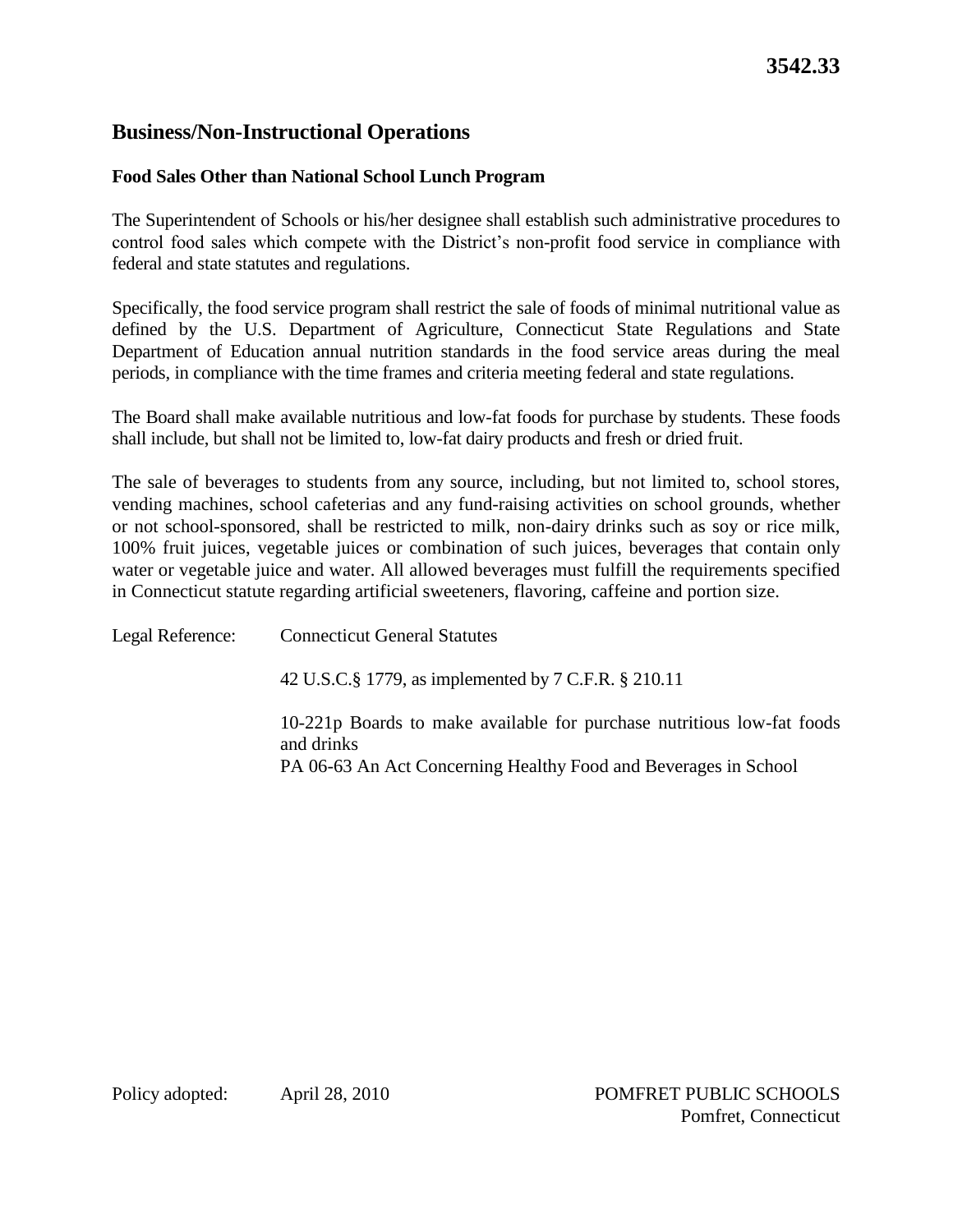**3542.33**

# Business/Non-Instructional Operations

## Food Sales Other than National School Lunch Program

The Superintendent of Schools or his/her designee shall establish such administrative procedures to control food sales which compete with the District's non-profit food service in compliance with federal and state statutes and regulations.

Specifically, the food service program shall restrict the sale of foods of minimal nutritional value as defined by the U.S. Department of Agriculture, Connecticut State Regulations and State Department of Education annual nutrition standards in the food service areas during the meal periods, in compliance with the time frames and criteria meeting federal and state regulations.

The Board shall make available nutritious and low-fat foods for purchase by students. These foods shall include, but shall not be limited to, low-fat dairy products and fresh or dried fruit.

The sale of beverages to students from any source, including, but not limited to, school stores, vending machines, school cafeterias and any fund-raising activities on school grounds, whether or not school-sponsored, shall be restricted to milk, non-dairy drinks such as soy or rice milk, 100% fruit juices, vegetable juices or combination of such juices, beverages that contain only water or vegetable juice and water. All allowed beverages must fulfill the requirements specified in Connecticut statute regarding artificial sweeteners, flavoring, caffeine and portion size.

Legal Reference: Connecticut General Statutes

42 U.S.C.§ 1779, as implemented by 7 C.F.R. § 210.11

10-221p Boards to make available for purchase nutritious low-fat foods and drinks

PA 06-63 An Act Concerning Healthy Food and Beverages in School

Policy adopted: April 28, 2010

POMFRET PUBLIC SCHOOLS
Pomfret, Connecticut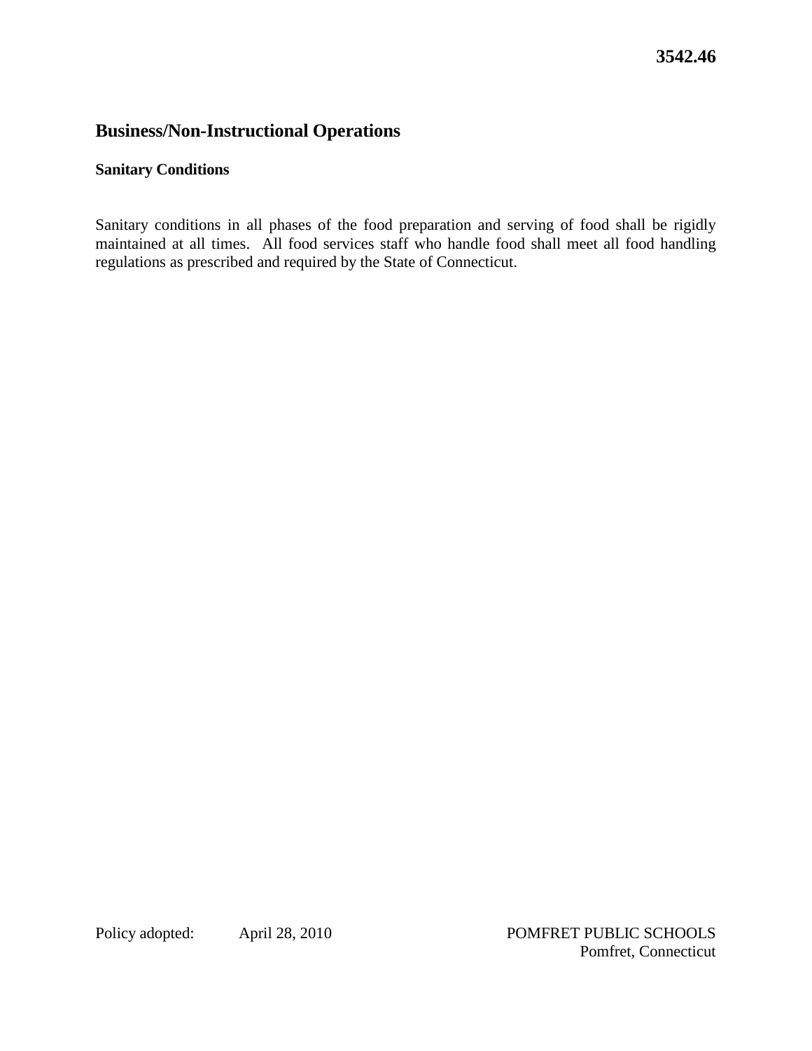**3542.46**

## Business/Non-Instructional Operations

### Sanitary Conditions

Sanitary conditions in all phases of the food preparation and serving of food shall be rigidly maintained at all times. All food services staff who handle food shall meet all food handling regulations as prescribed and required by the State of Connecticut.

Policy adopted: April 28, 2010

POMFRET PUBLIC SCHOOLS
Pomfret, Connecticut